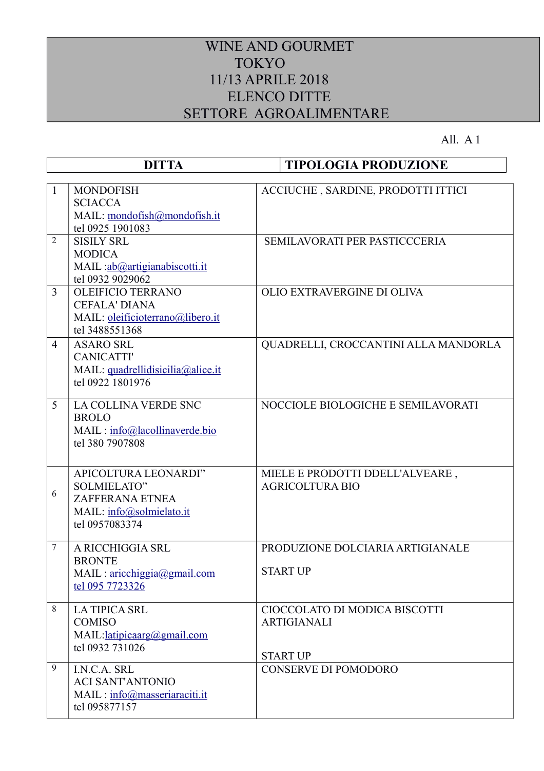# WINE AND GOURMET
# TOKYO
# 11/13 APRILE 2018
# ELENCO DITTE
# SETTORE AGROALIMENTARE

All. A 1

| | DITTA | TIPOLOGIA PRODUZIONE |
|---|---|---|
| 1 | MONDOFISH<br>SCIACCA<br>MAIL: mondofish@mondofish.it<br>tel 0925 1901083 | ACCIUCHE , SARDINE, PRODOTTI ITTICI |
| 2 | SISILY SRL<br>MODICA<br>MAIL :ab@artigianabiscotti.it<br>tel 0932 9029062 | SEMILAVORATI PER PASTICCCERIA |
| 3 | OLEIFICIO TERRANO<br>CEFALA' DIANA<br>MAIL: oleificioterrano@libero.it<br>tel 3488551368 | OLIO EXTRAVERGINE DI OLIVA |
| 4 | ASARO SRL<br>CANICATTI'<br>MAIL: quadrellidisicilia@alice.it<br>tel 0922 1801976 | QUADRELLI, CROCCANTINI ALLA MANDORLA |
| 5 | LA COLLINA VERDE SNC<br>BROLO<br>MAIL : info@lacollinaverde.bio<br>tel 380 7907808 | NOCCIOLE BIOLOGICHE E SEMILAVORATI |
| 6 | APICOLTURA LEONARDI"<br>SOLMIELATO"<br>ZAFFERANA ETNEA<br>MAIL: info@solmielato.it<br>tel 0957083374 | MIELE E PRODOTTI DDELL'ALVEARE , AGRICOLTURA BIO |
| 7 | A RICCHIGGIA SRL<br>BRONTE<br>MAIL : aricchiggia@gmail.com<br>tel 095 7723326 | PRODUZIONE DOLCIARIA ARTIGIANALE<br><br>START UP |
| 8 | LA TIPICA SRL<br>COMISO<br>MAIL:latipicaarg@gmail.com<br>tel 0932 731026 | CIOCCOLATO DI MODICA BISCOTTI ARTIGIANALI<br><br>START UP |
| 9 | I.N.C.A. SRL<br>ACI SANT'ANTONIO<br>MAIL : info@masseriaraciti.it<br>tel 095877157 | CONSERVE DI POMODORO |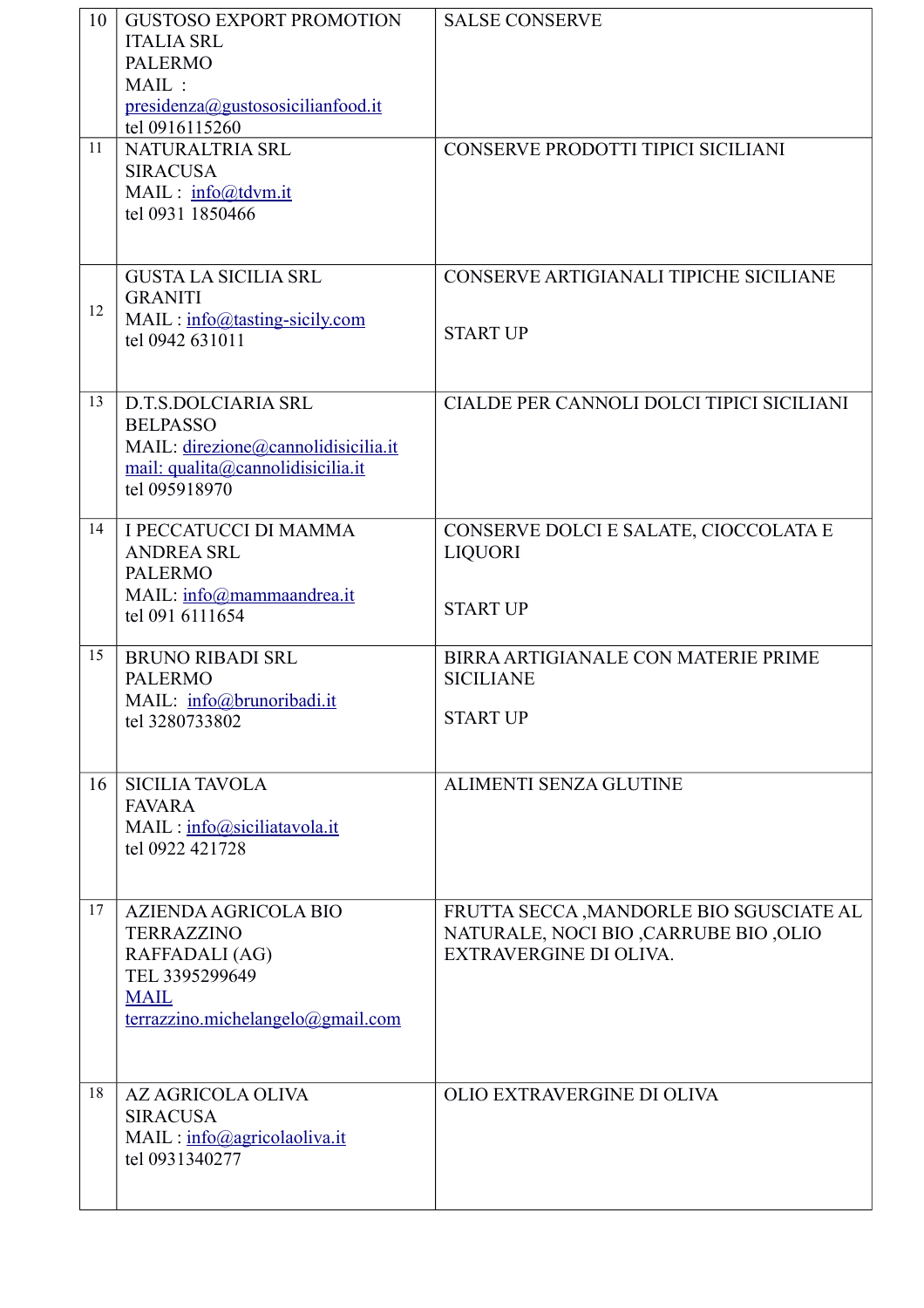| | | |
|---|---|---|
| 10 | GUSTOSO EXPORT PROMOTION ITALIA SRL<br>PALERMO<br>MAIL : presidenza@gustososicilianfood.it<br>tel 0916115260 | SALSE CONSERVE |
| 11 | NATURALTRIA SRL<br>SIRACUSA<br>MAIL : info@tdvm.it<br>tel 0931 1850466 | CONSERVE PRODOTTI TIPICI SICILIANI |
| 12 | GUSTA LA SICILIA SRL<br>GRANITI<br>MAIL : info@tasting-sicily.com<br>tel 0942 631011 | CONSERVE ARTIGIANALI TIPICHE SICILIANE<br><br>START UP |
| 13 | D.T.S.DOLCIARIA SRL<br>BELPASSO<br>MAIL: direzione@cannolidisicilia.it<br>mail: qualita@cannolidisicilia.it<br>tel 095918970 | CIALDE PER CANNOLI DOLCI TIPICI SICILIANI |
| 14 | I PECCATUCCI DI MAMMA ANDREA SRL<br>PALERMO<br>MAIL: info@mammaandrea.it<br>tel 091 6111654 | CONSERVE DOLCI E SALATE, CIOCCOLATA E LIQUORI<br><br>START UP |
| 15 | BRUNO RIBADI SRL<br>PALERMO<br>MAIL: info@brunoribadi.it<br>tel 3280733802 | BIRRA ARTIGIANALE CON MATERIE PRIME SICILIANE<br><br>START UP |
| 16 | SICILIA TAVOLA<br>FAVARA<br>MAIL : info@siciliatavola.it<br>tel 0922 421728 | ALIMENTI SENZA GLUTINE |
| 17 | AZIENDA AGRICOLA BIO TERRAZZINO<br>RAFFADALI (AG)<br>TEL 3395299649<br>MAIL terrazzino.michelangelo@gmail.com | FRUTTA SECCA ,MANDORLE BIO SGUSCIATE AL NATURALE, NOCI BIO ,CARRUBE BIO ,OLIO EXTRAVERGINE DI OLIVA. |
| 18 | AZ AGRICOLA OLIVA<br>SIRACUSA<br>MAIL : info@agricolaoliva.it<br>tel 0931340277 | OLIO EXTRAVERGINE DI OLIVA |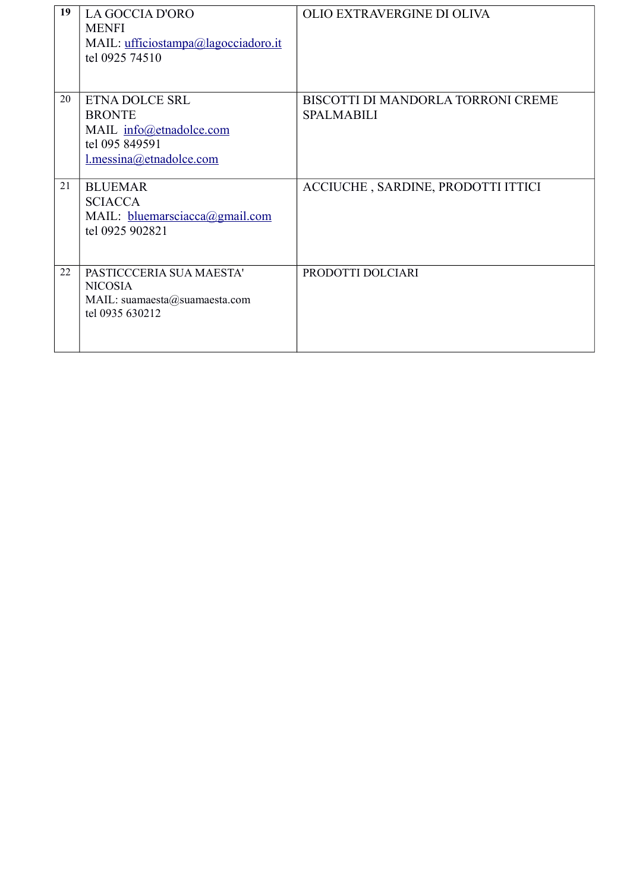| | | |
|---|---|---|
| **19** | LA GOCCIA D'ORO<br>MENFI<br>MAIL: ufficiostampa@lagocciadoro.it<br>tel 0925 74510 | OLIO EXTRAVERGINE DI OLIVA |
| 20 | ETNA DOLCE SRL<br>BRONTE<br>MAIL info@etnadolce.com<br>tel 095 849591<br>l.messina@etnadolce.com | BISCOTTI DI MANDORLA TORRONI CREME SPALMABILI |
| 21 | BLUEMAR<br>SCIACCA<br>MAIL: bluemarsciacca@gmail.com<br>tel 0925 902821 | ACCIUCHE , SARDINE, PRODOTTI ITTICI |
| 22 | PASTICCCERIA SUA MAESTA'<br>NICOSIA<br>MAIL: suamaesta@suamaesta.com<br>tel 0935 630212 | PRODOTTI DOLCIARI |